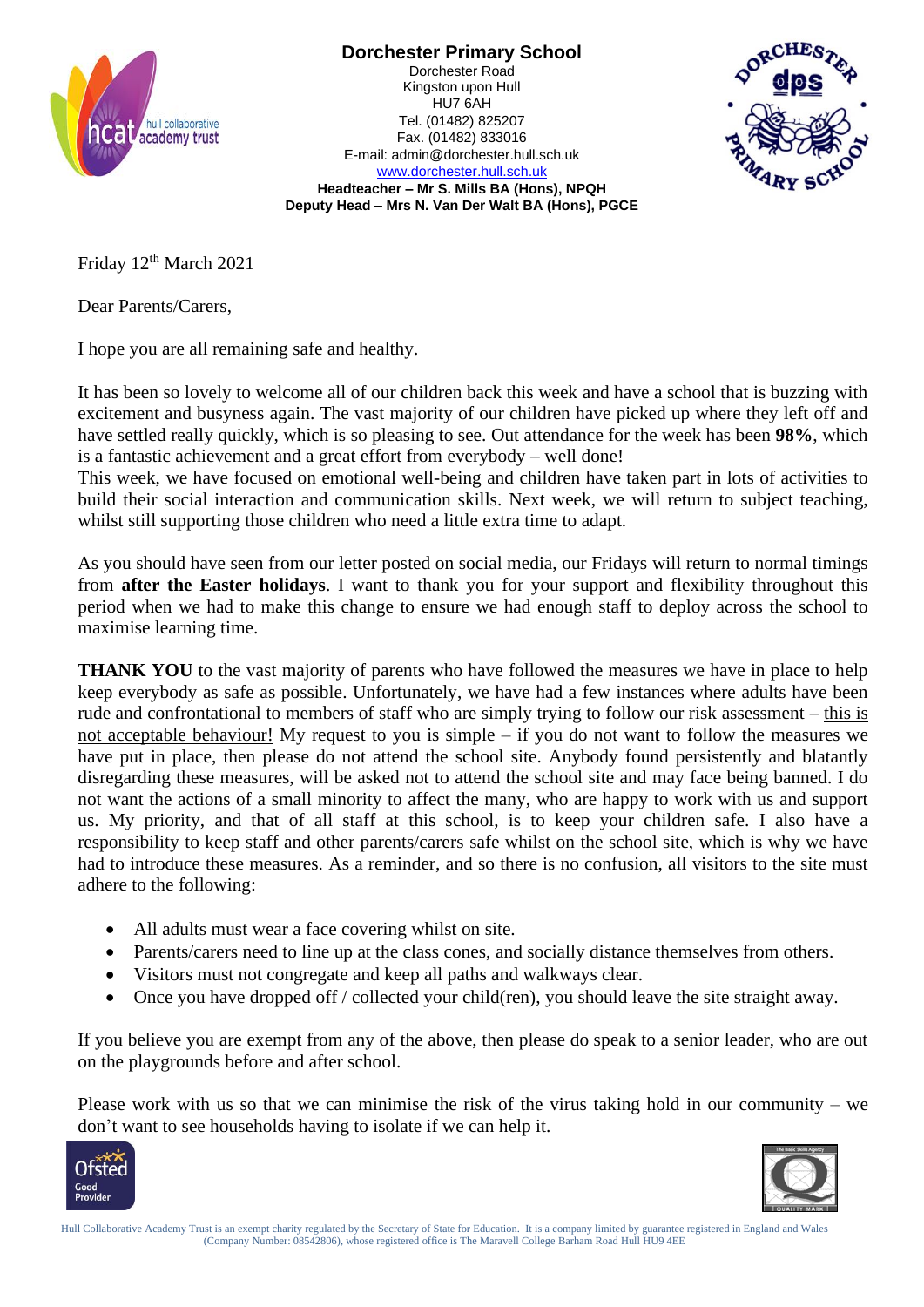**Dorchester Primary School**
Dorchester Road
Kingston upon Hull
HU7 6AH
Tel. (01482) 825207
Fax. (01482) 833016
E-mail: admin@dorchester.hull.sch.uk
www.dorchester.hull.sch.uk
**Headteacher – Mr S. Mills BA (Hons), NPQH**
**Deputy Head – Mrs N. Van Der Walt BA (Hons), PGCE**

Friday 12th March 2021

Dear Parents/Carers,

I hope you are all remaining safe and healthy.

It has been so lovely to welcome all of our children back this week and have a school that is buzzing with excitement and busyness again. The vast majority of our children have picked up where they left off and have settled really quickly, which is so pleasing to see. Out attendance for the week has been **98%**, which is a fantastic achievement and a great effort from everybody – well done!
This week, we have focused on emotional well-being and children have taken part in lots of activities to build their social interaction and communication skills. Next week, we will return to subject teaching, whilst still supporting those children who need a little extra time to adapt.

As you should have seen from our letter posted on social media, our Fridays will return to normal timings from **after the Easter holidays**. I want to thank you for your support and flexibility throughout this period when we had to make this change to ensure we had enough staff to deploy across the school to maximise learning time.

**THANK YOU** to the vast majority of parents who have followed the measures we have in place to help keep everybody as safe as possible. Unfortunately, we have had a few instances where adults have been rude and confrontational to members of staff who are simply trying to follow our risk assessment – this is not acceptable behaviour! My request to you is simple – if you do not want to follow the measures we have put in place, then please do not attend the school site. Anybody found persistently and blatantly disregarding these measures, will be asked not to attend the school site and may face being banned. I do not want the actions of a small minority to affect the many, who are happy to work with us and support us. My priority, and that of all staff at this school, is to keep your children safe. I also have a responsibility to keep staff and other parents/carers safe whilst on the school site, which is why we have had to introduce these measures. As a reminder, and so there is no confusion, all visitors to the site must adhere to the following:

- All adults must wear a face covering whilst on site.
- Parents/carers need to line up at the class cones, and socially distance themselves from others.
- Visitors must not congregate and keep all paths and walkways clear.
- Once you have dropped off / collected your child(ren), you should leave the site straight away.

If you believe you are exempt from any of the above, then please do speak to a senior leader, who are out on the playgrounds before and after school.

Please work with us so that we can minimise the risk of the virus taking hold in our community – we don't want to see households having to isolate if we can help it.

Hull Collaborative Academy Trust is an exempt charity regulated by the Secretary of State for Education. It is a company limited by guarantee registered in England and Wales (Company Number: 08542806), whose registered office is The Maravell College Barham Road Hull HU9 4EE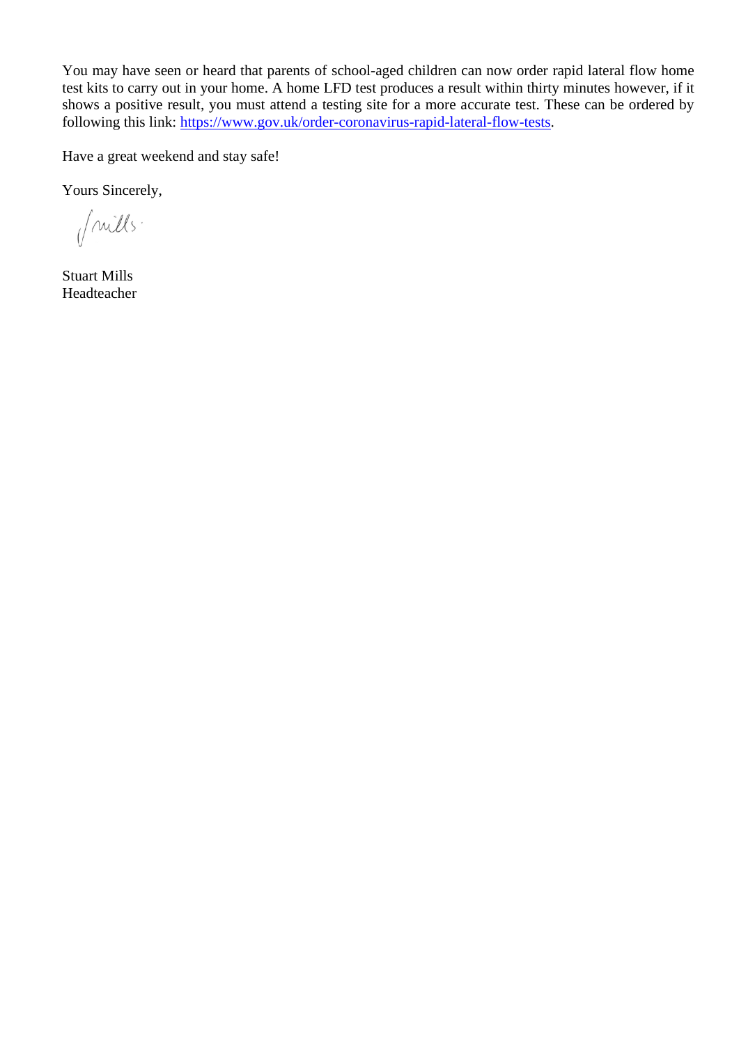You may have seen or heard that parents of school-aged children can now order rapid lateral flow home test kits to carry out in your home. A home LFD test produces a result within thirty minutes however, if it shows a positive result, you must attend a testing site for a more accurate test. These can be ordered by following this link: [https://www.gov.uk/order-coronavirus-rapid-lateral-flow-tests](https://www.gov.uk/order-coronavirus-rapid-lateral-flow-tests).

Have a great weekend and stay safe!

Yours Sincerely,

Stuart Mills
Headteacher